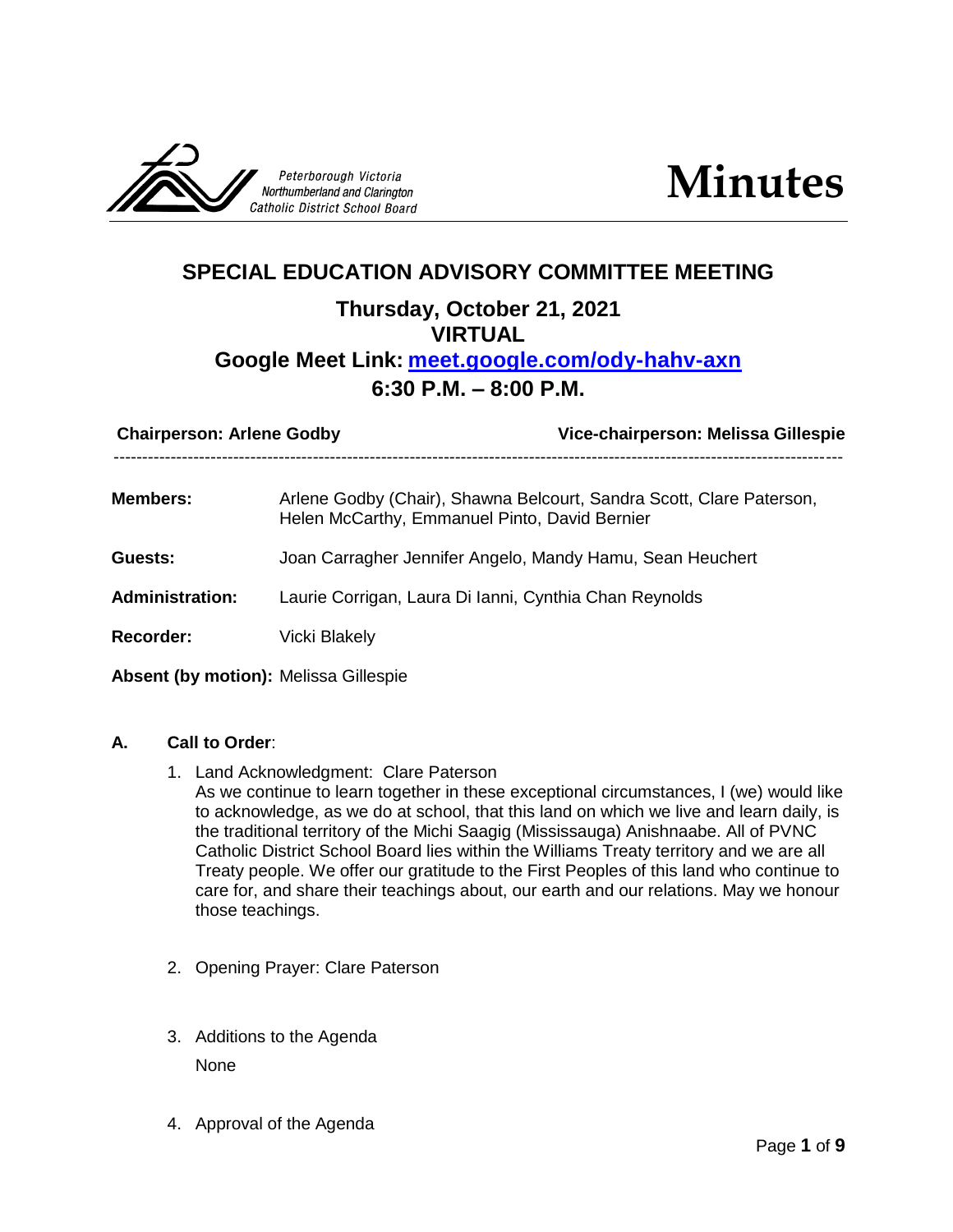Peterborough Victoria Northumberland and Clarington Catholic District School Board

# Minutes

## SPECIAL EDUCATION ADVISORY COMMITTEE MEETING

### Thursday, October 21, 2021
### VIRTUAL
### Google Meet Link: [meet.google.com/ody-hahv-axn](https://meet.google.com/ody-hahv-axn)
### 6:30 P.M. – 8:00 P.M.

**Chairperson: Arlene Godby** **Vice-chairperson: Melissa Gillespie**

---

**Members:** Arlene Godby (Chair), Shawna Belcourt, Sandra Scott, Clare Paterson, Helen McCarthy, Emmanuel Pinto, David Bernier

**Guests:** Joan Carragher Jennifer Angelo, Mandy Hamu, Sean Heuchert

**Administration:** Laurie Corrigan, Laura Di Ianni, Cynthia Chan Reynolds

**Recorder:** Vicki Blakely

**Absent (by motion):** Melissa Gillespie

**A. Call to Order**:

1. Land Acknowledgment: Clare Paterson
   As we continue to learn together in these exceptional circumstances, I (we) would like to acknowledge, as we do at school, that this land on which we live and learn daily, is the traditional territory of the Michi Saagig (Mississauga) Anishnaabe. All of PVNC Catholic District School Board lies within the Williams Treaty territory and we are all Treaty people. We offer our gratitude to the First Peoples of this land who continue to care for, and share their teachings about, our earth and our relations. May we honour those teachings.

2. Opening Prayer: Clare Paterson

3. Additions to the Agenda
   None

4. Approval of the Agenda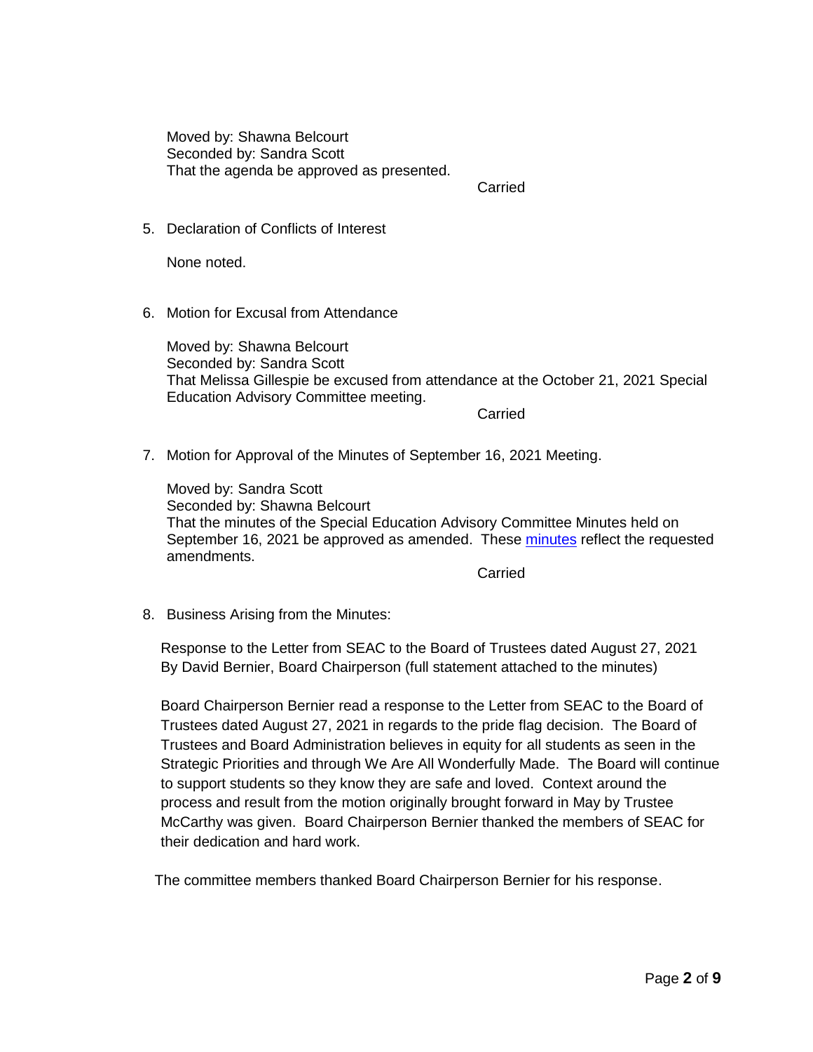Moved by: Shawna Belcourt
Seconded by: Sandra Scott
That the agenda be approved as presented.

Carried

5. Declaration of Conflicts of Interest

   None noted.

6. Motion for Excusal from Attendance

   Moved by: Shawna Belcourt
   Seconded by: Sandra Scott
   That Melissa Gillespie be excused from attendance at the October 21, 2021 Special Education Advisory Committee meeting.

   Carried

7. Motion for Approval of the Minutes of September 16, 2021 Meeting.

   Moved by: Sandra Scott
   Seconded by: Shawna Belcourt
   That the minutes of the Special Education Advisory Committee Minutes held on September 16, 2021 be approved as amended. These minutes reflect the requested amendments.

   Carried

8. Business Arising from the Minutes:

   Response to the Letter from SEAC to the Board of Trustees dated August 27, 2021 By David Bernier, Board Chairperson (full statement attached to the minutes)

   Board Chairperson Bernier read a response to the Letter from SEAC to the Board of Trustees dated August 27, 2021 in regards to the pride flag decision. The Board of Trustees and Board Administration believes in equity for all students as seen in the Strategic Priorities and through We Are All Wonderfully Made. The Board will continue to support students so they know they are safe and loved. Context around the process and result from the motion originally brought forward in May by Trustee McCarthy was given. Board Chairperson Bernier thanked the members of SEAC for their dedication and hard work.

   The committee members thanked Board Chairperson Bernier for his response.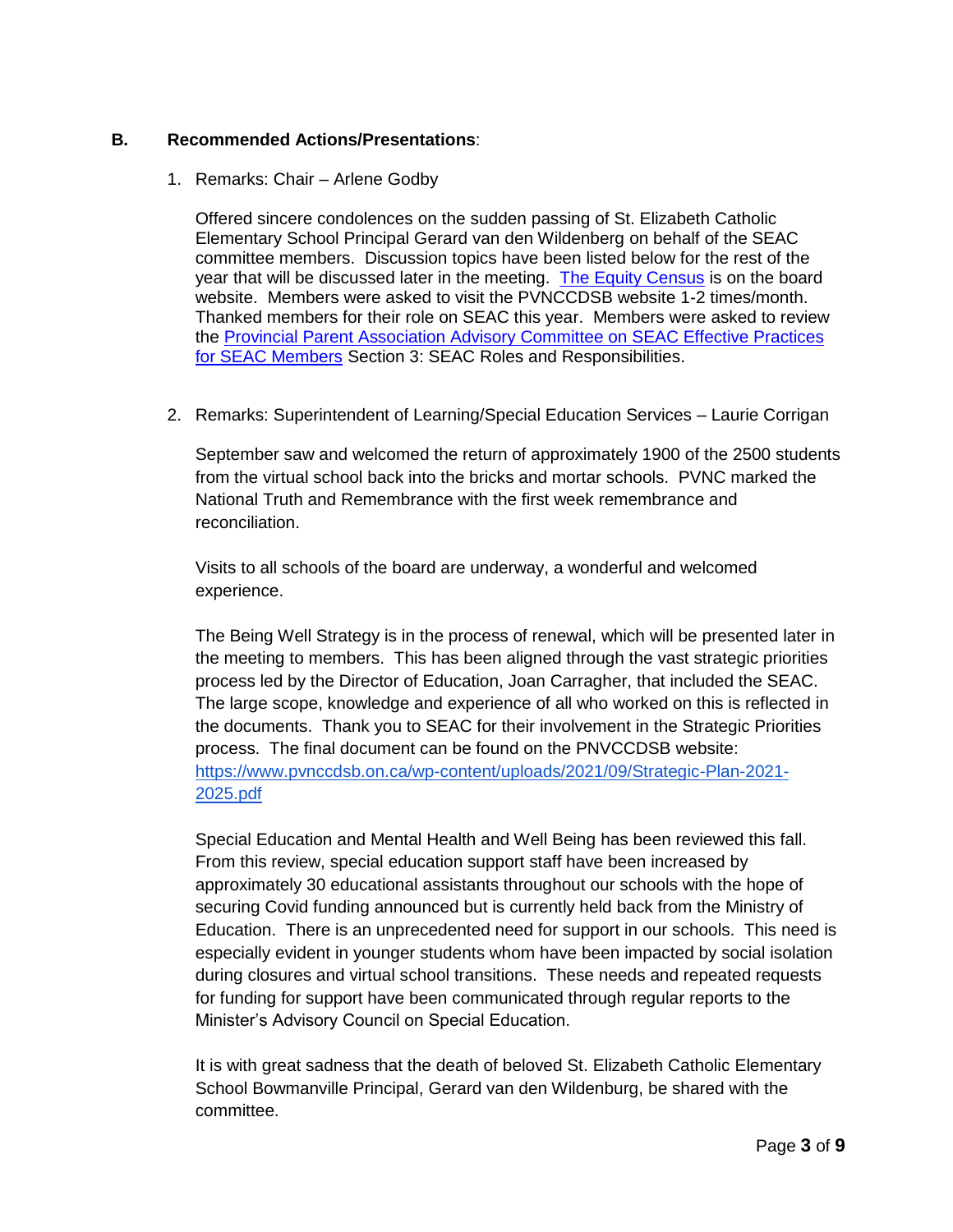**B. Recommended Actions/Presentations**:

1. Remarks: Chair – Arlene Godby

   Offered sincere condolences on the sudden passing of St. Elizabeth Catholic Elementary School Principal Gerard van den Wildenberg on behalf of the SEAC committee members. Discussion topics have been listed below for the rest of the year that will be discussed later in the meeting. [The Equity Census](#) is on the board website. Members were asked to visit the PVNCCDSB website 1-2 times/month. Thanked members for their role on SEAC this year. Members were asked to review the [Provincial Parent Association Advisory Committee on SEAC Effective Practices for SEAC Members](#) Section 3: SEAC Roles and Responsibilities.

2. Remarks: Superintendent of Learning/Special Education Services – Laurie Corrigan

   September saw and welcomed the return of approximately 1900 of the 2500 students from the virtual school back into the bricks and mortar schools. PVNC marked the National Truth and Remembrance with the first week remembrance and reconciliation.

   Visits to all schools of the board are underway, a wonderful and welcomed experience.

   The Being Well Strategy is in the process of renewal, which will be presented later in the meeting to members. This has been aligned through the vast strategic priorities process led by the Director of Education, Joan Carragher, that included the SEAC. The large scope, knowledge and experience of all who worked on this is reflected in the documents. Thank you to SEAC for their involvement in the Strategic Priorities process. The final document can be found on the PNVCCDSB website: [https://www.pvnccdsb.on.ca/wp-content/uploads/2021/09/Strategic-Plan-2021-2025.pdf](https://www.pvnccdsb.on.ca/wp-content/uploads/2021/09/Strategic-Plan-2021-2025.pdf)

   Special Education and Mental Health and Well Being has been reviewed this fall. From this review, special education support staff have been increased by approximately 30 educational assistants throughout our schools with the hope of securing Covid funding announced but is currently held back from the Ministry of Education. There is an unprecedented need for support in our schools. This need is especially evident in younger students whom have been impacted by social isolation during closures and virtual school transitions. These needs and repeated requests for funding for support have been communicated through regular reports to the Minister's Advisory Council on Special Education.

   It is with great sadness that the death of beloved St. Elizabeth Catholic Elementary School Bowmanville Principal, Gerard van den Wildenburg, be shared with the committee.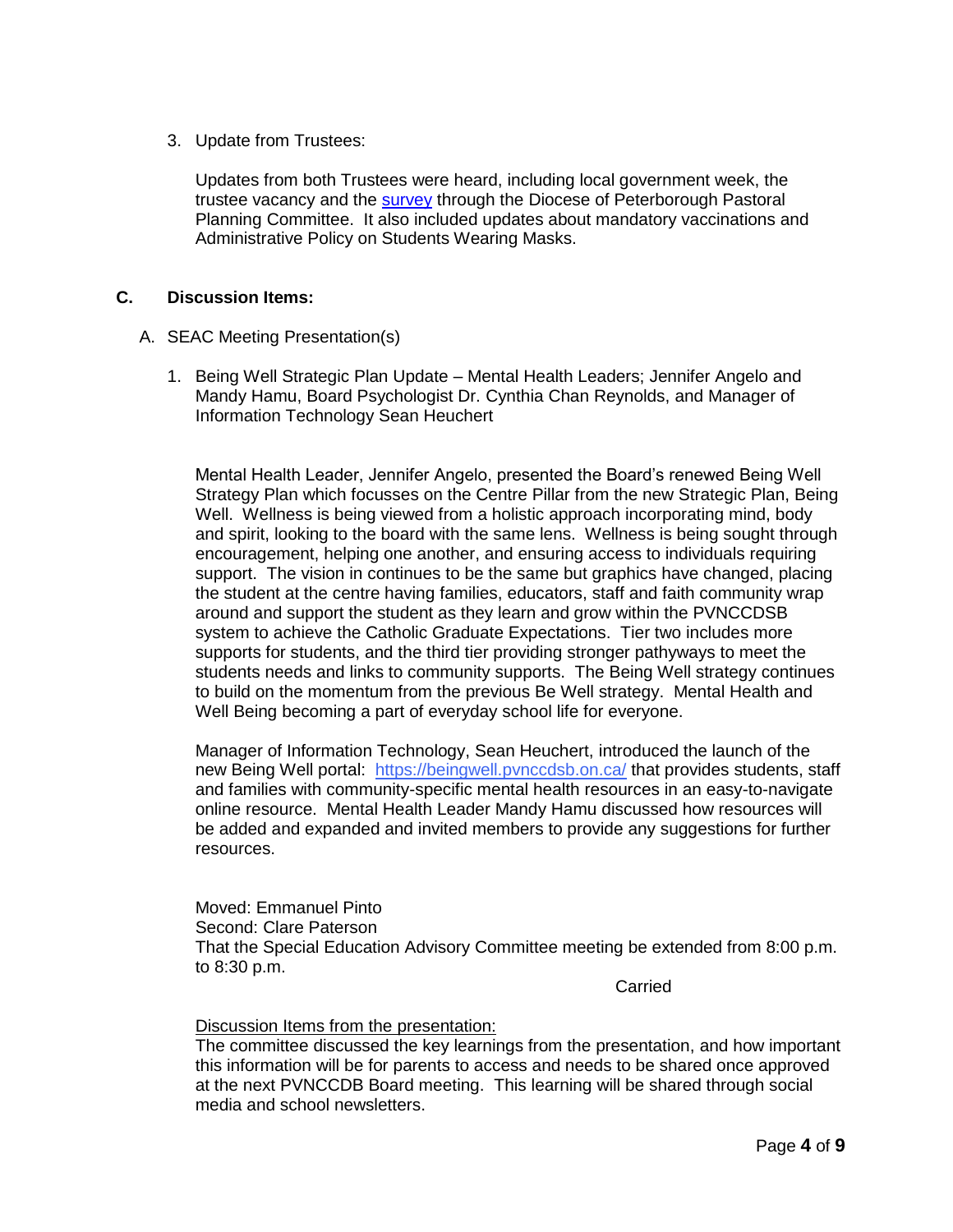3. Update from Trustees:

   Updates from both Trustees were heard, including local government week, the trustee vacancy and the survey through the Diocese of Peterborough Pastoral Planning Committee. It also included updates about mandatory vaccinations and Administrative Policy on Students Wearing Masks.

## C. Discussion Items:

A. SEAC Meeting Presentation(s)

1. Being Well Strategic Plan Update – Mental Health Leaders; Jennifer Angelo and Mandy Hamu, Board Psychologist Dr. Cynthia Chan Reynolds, and Manager of Information Technology Sean Heuchert

   Mental Health Leader, Jennifer Angelo, presented the Board's renewed Being Well Strategy Plan which focusses on the Centre Pillar from the new Strategic Plan, Being Well. Wellness is being viewed from a holistic approach incorporating mind, body and spirit, looking to the board with the same lens. Wellness is being sought through encouragement, helping one another, and ensuring access to individuals requiring support. The vision in continues to be the same but graphics have changed, placing the student at the centre having families, educators, staff and faith community wrap around and support the student as they learn and grow within the PVNCCDSB system to achieve the Catholic Graduate Expectations. Tier two includes more supports for students, and the third tier providing stronger pathways to meet the students needs and links to community supports. The Being Well strategy continues to build on the momentum from the previous Be Well strategy. Mental Health and Well Being becoming a part of everyday school life for everyone.

   Manager of Information Technology, Sean Heuchert, introduced the launch of the new Being Well portal: https://beingwell.pvnccdsb.on.ca/ that provides students, staff and families with community-specific mental health resources in an easy-to-navigate online resource. Mental Health Leader Mandy Hamu discussed how resources will be added and expanded and invited members to provide any suggestions for further resources.

   Moved: Emmanuel Pinto
   Second: Clare Paterson
   That the Special Education Advisory Committee meeting be extended from 8:00 p.m. to 8:30 p.m.

   Carried

   Discussion Items from the presentation:
   The committee discussed the key learnings from the presentation, and how important this information will be for parents to access and needs to be shared once approved at the next PVNCCDB Board meeting. This learning will be shared through social media and school newsletters.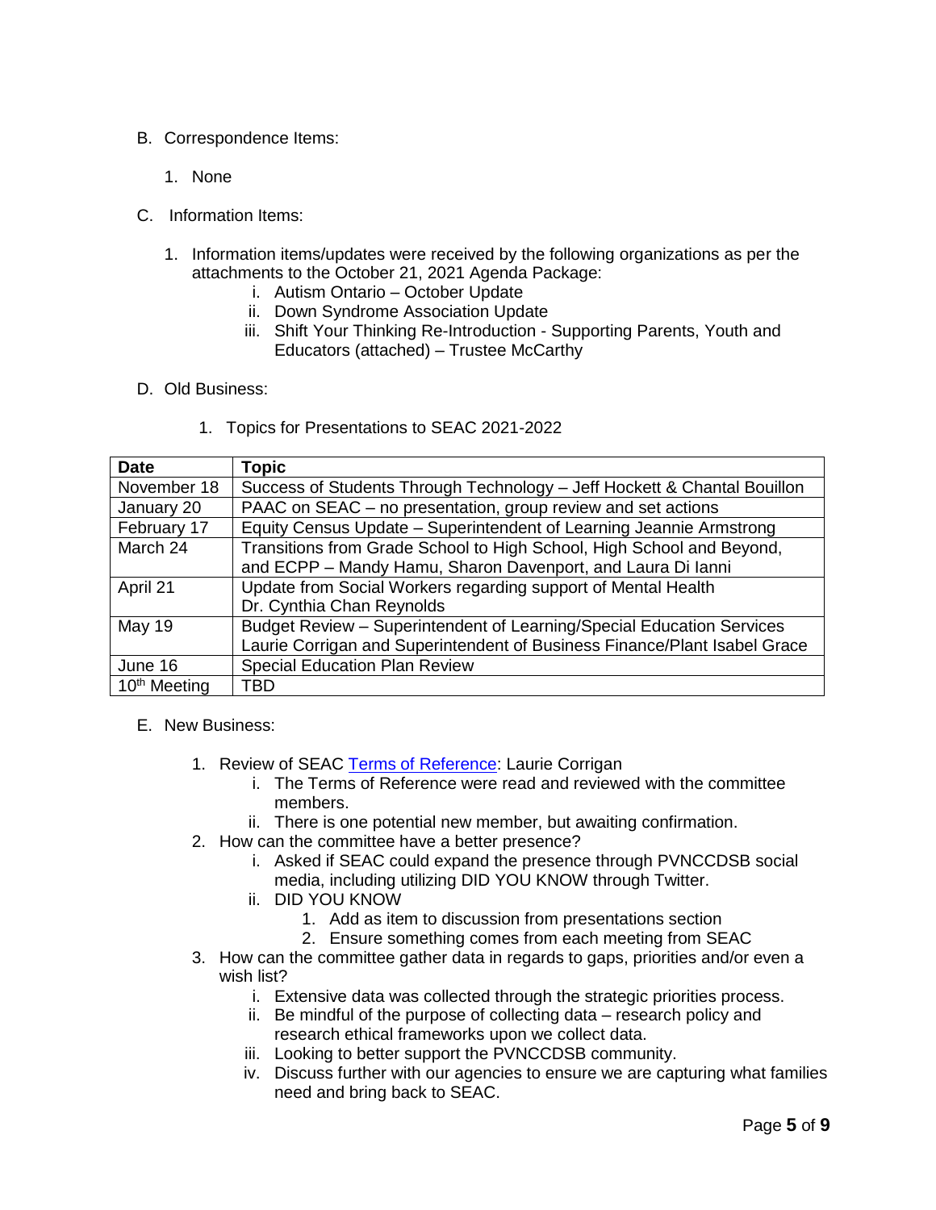B. Correspondence Items:

1. None

C. Information Items:

1. Information items/updates were received by the following organizations as per the attachments to the October 21, 2021 Agenda Package:
    i. Autism Ontario – October Update
    ii. Down Syndrome Association Update
    iii. Shift Your Thinking Re-Introduction - Supporting Parents, Youth and Educators (attached) – Trustee McCarthy

D. Old Business:

1. Topics for Presentations to SEAC 2021-2022

| Date | Topic |
|---|---|
| November 18 | Success of Students Through Technology – Jeff Hockett & Chantal Bouillon |
| January 20 | PAAC on SEAC – no presentation, group review and set actions |
| February 17 | Equity Census Update – Superintendent of Learning Jeannie Armstrong |
| March 24 | Transitions from Grade School to High School, High School and Beyond, and ECPP – Mandy Hamu, Sharon Davenport, and Laura Di Ianni |
| April 21 | Update from Social Workers regarding support of Mental Health Dr. Cynthia Chan Reynolds |
| May 19 | Budget Review – Superintendent of Learning/Special Education Services Laurie Corrigan and Superintendent of Business Finance/Plant Isabel Grace |
| June 16 | Special Education Plan Review |
| 10th Meeting | TBD |

E. New Business:

1. Review of SEAC [Terms of Reference]: Laurie Corrigan
    i. The Terms of Reference were read and reviewed with the committee members.
    ii. There is one potential new member, but awaiting confirmation.
2. How can the committee have a better presence?
    i. Asked if SEAC could expand the presence through PVNCCDSB social media, including utilizing DID YOU KNOW through Twitter.
    ii. DID YOU KNOW
        1. Add as item to discussion from presentations section
        2. Ensure something comes from each meeting from SEAC
3. How can the committee gather data in regards to gaps, priorities and/or even a wish list?
    i. Extensive data was collected through the strategic priorities process.
    ii. Be mindful of the purpose of collecting data – research policy and research ethical frameworks upon we collect data.
    iii. Looking to better support the PVNCCDSB community.
    iv. Discuss further with our agencies to ensure we are capturing what families need and bring back to SEAC.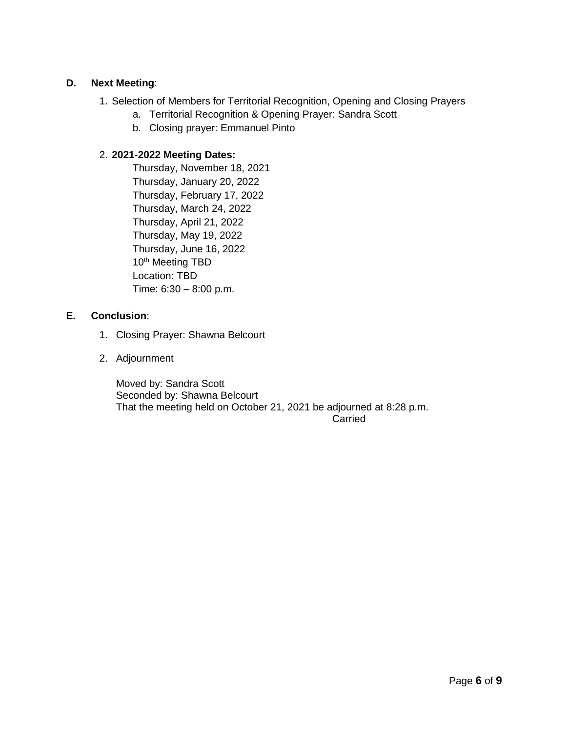**D. Next Meeting**:

1. Selection of Members for Territorial Recognition, Opening and Closing Prayers
   a. Territorial Recognition & Opening Prayer: Sandra Scott
   b. Closing prayer: Emmanuel Pinto

2. **2021-2022 Meeting Dates:**

   Thursday, November 18, 2021
   Thursday, January 20, 2022
   Thursday, February 17, 2022
   Thursday, March 24, 2022
   Thursday, April 21, 2022
   Thursday, May 19, 2022
   Thursday, June 16, 2022
   10th Meeting TBD
   Location: TBD
   Time: 6:30 – 8:00 p.m.

**E. Conclusion**:

1. Closing Prayer: Shawna Belcourt

2. Adjournment

   Moved by: Sandra Scott
   Seconded by: Shawna Belcourt
   That the meeting held on October 21, 2021 be adjourned at 8:28 p.m.

   Carried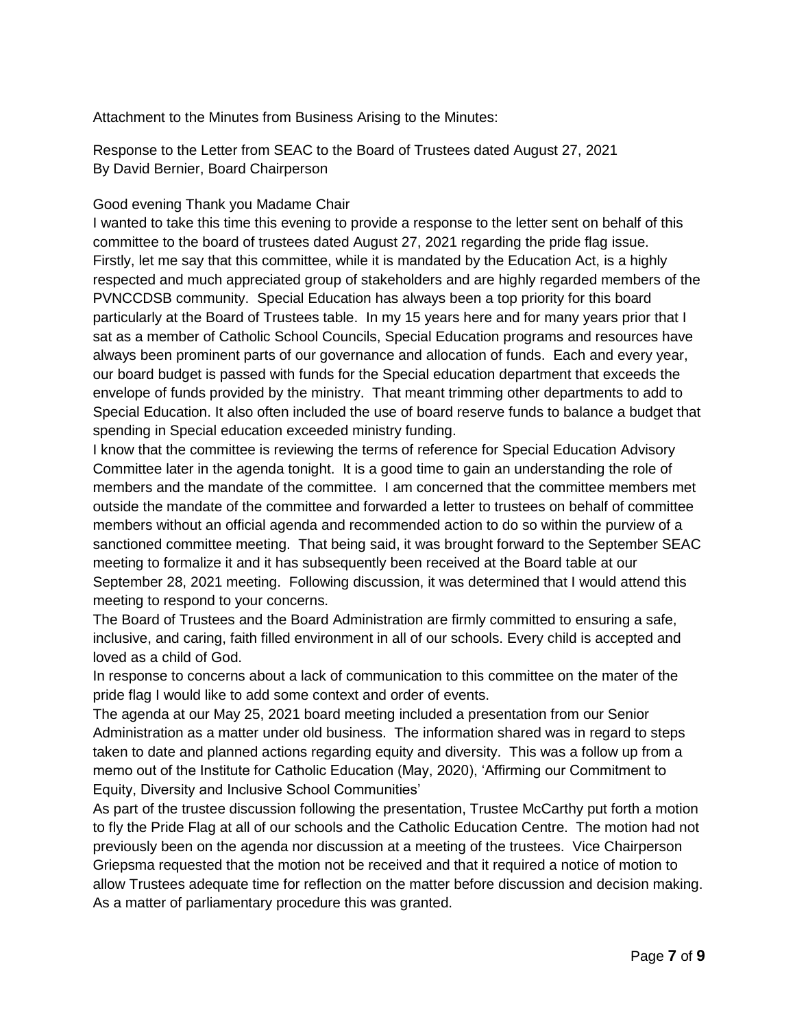Attachment to the Minutes from Business Arising to the Minutes:

Response to the Letter from SEAC to the Board of Trustees dated August 27, 2021
By David Bernier, Board Chairperson

Good evening Thank you Madame Chair

I wanted to take this time this evening to provide a response to the letter sent on behalf of this committee to the board of trustees dated August 27, 2021 regarding the pride flag issue. Firstly, let me say that this committee, while it is mandated by the Education Act, is a highly respected and much appreciated group of stakeholders and are highly regarded members of the PVNCCDSB community. Special Education has always been a top priority for this board particularly at the Board of Trustees table. In my 15 years here and for many years prior that I sat as a member of Catholic School Councils, Special Education programs and resources have always been prominent parts of our governance and allocation of funds. Each and every year, our board budget is passed with funds for the Special education department that exceeds the envelope of funds provided by the ministry. That meant trimming other departments to add to Special Education. It also often included the use of board reserve funds to balance a budget that spending in Special education exceeded ministry funding.

I know that the committee is reviewing the terms of reference for Special Education Advisory Committee later in the agenda tonight. It is a good time to gain an understanding the role of members and the mandate of the committee. I am concerned that the committee members met outside the mandate of the committee and forwarded a letter to trustees on behalf of committee members without an official agenda and recommended action to do so within the purview of a sanctioned committee meeting. That being said, it was brought forward to the September SEAC meeting to formalize it and it has subsequently been received at the Board table at our September 28, 2021 meeting. Following discussion, it was determined that I would attend this meeting to respond to your concerns.

The Board of Trustees and the Board Administration are firmly committed to ensuring a safe, inclusive, and caring, faith filled environment in all of our schools. Every child is accepted and loved as a child of God.

In response to concerns about a lack of communication to this committee on the mater of the pride flag I would like to add some context and order of events.

The agenda at our May 25, 2021 board meeting included a presentation from our Senior Administration as a matter under old business. The information shared was in regard to steps taken to date and planned actions regarding equity and diversity. This was a follow up from a memo out of the Institute for Catholic Education (May, 2020), 'Affirming our Commitment to Equity, Diversity and Inclusive School Communities'

As part of the trustee discussion following the presentation, Trustee McCarthy put forth a motion to fly the Pride Flag at all of our schools and the Catholic Education Centre. The motion had not previously been on the agenda nor discussion at a meeting of the trustees. Vice Chairperson Griepsma requested that the motion not be received and that it required a notice of motion to allow Trustees adequate time for reflection on the matter before discussion and decision making. As a matter of parliamentary procedure this was granted.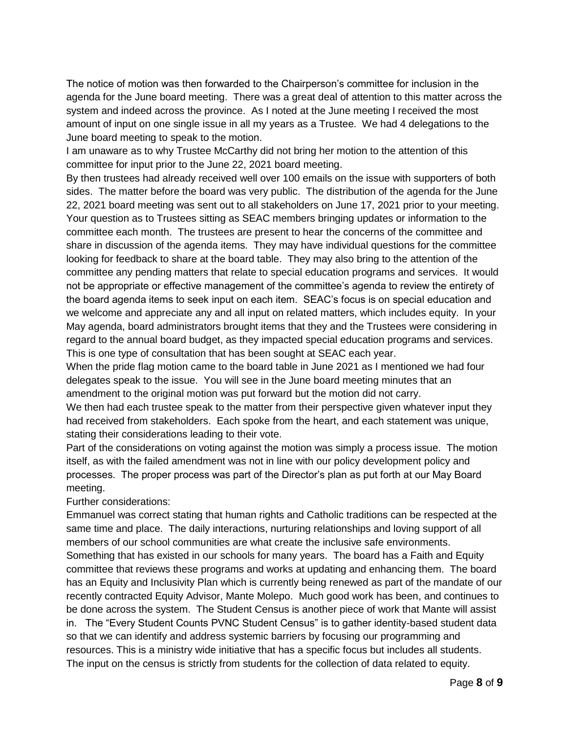The notice of motion was then forwarded to the Chairperson's committee for inclusion in the agenda for the June board meeting. There was a great deal of attention to this matter across the system and indeed across the province. As I noted at the June meeting I received the most amount of input on one single issue in all my years as a Trustee. We had 4 delegations to the June board meeting to speak to the motion.

I am unaware as to why Trustee McCarthy did not bring her motion to the attention of this committee for input prior to the June 22, 2021 board meeting.

By then trustees had already received well over 100 emails on the issue with supporters of both sides. The matter before the board was very public. The distribution of the agenda for the June 22, 2021 board meeting was sent out to all stakeholders on June 17, 2021 prior to your meeting.

Your question as to Trustees sitting as SEAC members bringing updates or information to the committee each month. The trustees are present to hear the concerns of the committee and share in discussion of the agenda items. They may have individual questions for the committee looking for feedback to share at the board table. They may also bring to the attention of the committee any pending matters that relate to special education programs and services. It would not be appropriate or effective management of the committee's agenda to review the entirety of the board agenda items to seek input on each item. SEAC's focus is on special education and we welcome and appreciate any and all input on related matters, which includes equity. In your May agenda, board administrators brought items that they and the Trustees were considering in regard to the annual board budget, as they impacted special education programs and services. This is one type of consultation that has been sought at SEAC each year.

When the pride flag motion came to the board table in June 2021 as I mentioned we had four delegates speak to the issue. You will see in the June board meeting minutes that an amendment to the original motion was put forward but the motion did not carry.

We then had each trustee speak to the matter from their perspective given whatever input they had received from stakeholders. Each spoke from the heart, and each statement was unique, stating their considerations leading to their vote.

Part of the considerations on voting against the motion was simply a process issue. The motion itself, as with the failed amendment was not in line with our policy development policy and processes. The proper process was part of the Director's plan as put forth at our May Board meeting.

Further considerations:

Emmanuel was correct stating that human rights and Catholic traditions can be respected at the same time and place. The daily interactions, nurturing relationships and loving support of all members of our school communities are what create the inclusive safe environments. Something that has existed in our schools for many years. The board has a Faith and Equity committee that reviews these programs and works at updating and enhancing them. The board has an Equity and Inclusivity Plan which is currently being renewed as part of the mandate of our recently contracted Equity Advisor, Mante Molepo. Much good work has been, and continues to be done across the system. The Student Census is another piece of work that Mante will assist in. The "Every Student Counts PVNC Student Census" is to gather identity-based student data so that we can identify and address systemic barriers by focusing our programming and resources. This is a ministry wide initiative that has a specific focus but includes all students. The input on the census is strictly from students for the collection of data related to equity.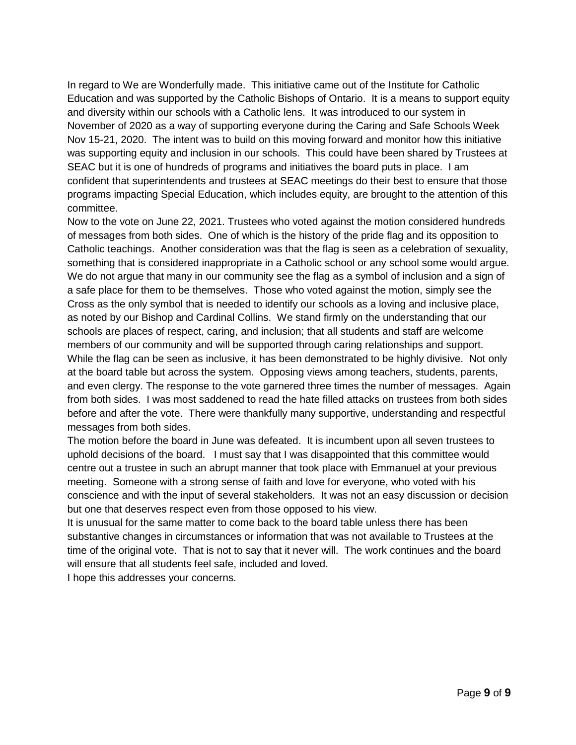In regard to We are Wonderfully made. This initiative came out of the Institute for Catholic Education and was supported by the Catholic Bishops of Ontario. It is a means to support equity and diversity within our schools with a Catholic lens. It was introduced to our system in November of 2020 as a way of supporting everyone during the Caring and Safe Schools Week Nov 15-21, 2020. The intent was to build on this moving forward and monitor how this initiative was supporting equity and inclusion in our schools. This could have been shared by Trustees at SEAC but it is one of hundreds of programs and initiatives the board puts in place. I am confident that superintendents and trustees at SEAC meetings do their best to ensure that those programs impacting Special Education, which includes equity, are brought to the attention of this committee.

Now to the vote on June 22, 2021. Trustees who voted against the motion considered hundreds of messages from both sides. One of which is the history of the pride flag and its opposition to Catholic teachings. Another consideration was that the flag is seen as a celebration of sexuality, something that is considered inappropriate in a Catholic school or any school some would argue. We do not argue that many in our community see the flag as a symbol of inclusion and a sign of a safe place for them to be themselves. Those who voted against the motion, simply see the Cross as the only symbol that is needed to identify our schools as a loving and inclusive place, as noted by our Bishop and Cardinal Collins. We stand firmly on the understanding that our schools are places of respect, caring, and inclusion; that all students and staff are welcome members of our community and will be supported through caring relationships and support. While the flag can be seen as inclusive, it has been demonstrated to be highly divisive. Not only at the board table but across the system. Opposing views among teachers, students, parents, and even clergy. The response to the vote garnered three times the number of messages. Again from both sides. I was most saddened to read the hate filled attacks on trustees from both sides before and after the vote. There were thankfully many supportive, understanding and respectful messages from both sides.

The motion before the board in June was defeated. It is incumbent upon all seven trustees to uphold decisions of the board. I must say that I was disappointed that this committee would centre out a trustee in such an abrupt manner that took place with Emmanuel at your previous meeting. Someone with a strong sense of faith and love for everyone, who voted with his conscience and with the input of several stakeholders. It was not an easy discussion or decision but one that deserves respect even from those opposed to his view.

It is unusual for the same matter to come back to the board table unless there has been substantive changes in circumstances or information that was not available to Trustees at the time of the original vote. That is not to say that it never will. The work continues and the board will ensure that all students feel safe, included and loved.

I hope this addresses your concerns.